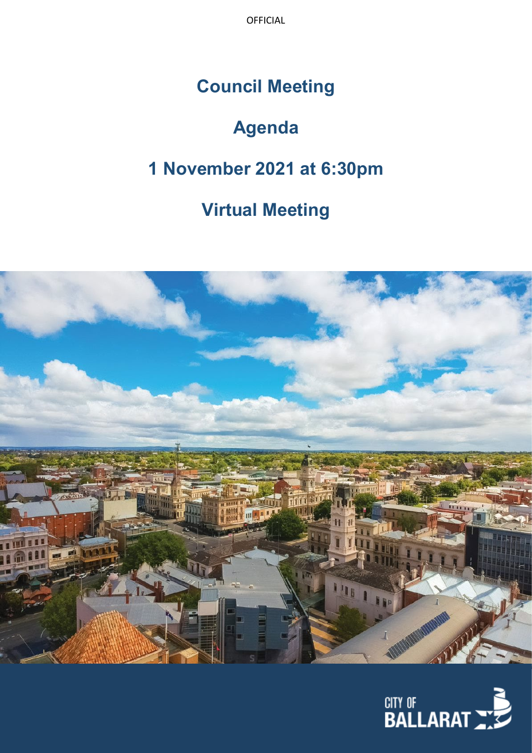OFFICIAL

# Council Meeting

# Agenda

# 1 November 2021 at 6:30pm

# Virtual Meeting

CITY OF BALLARAT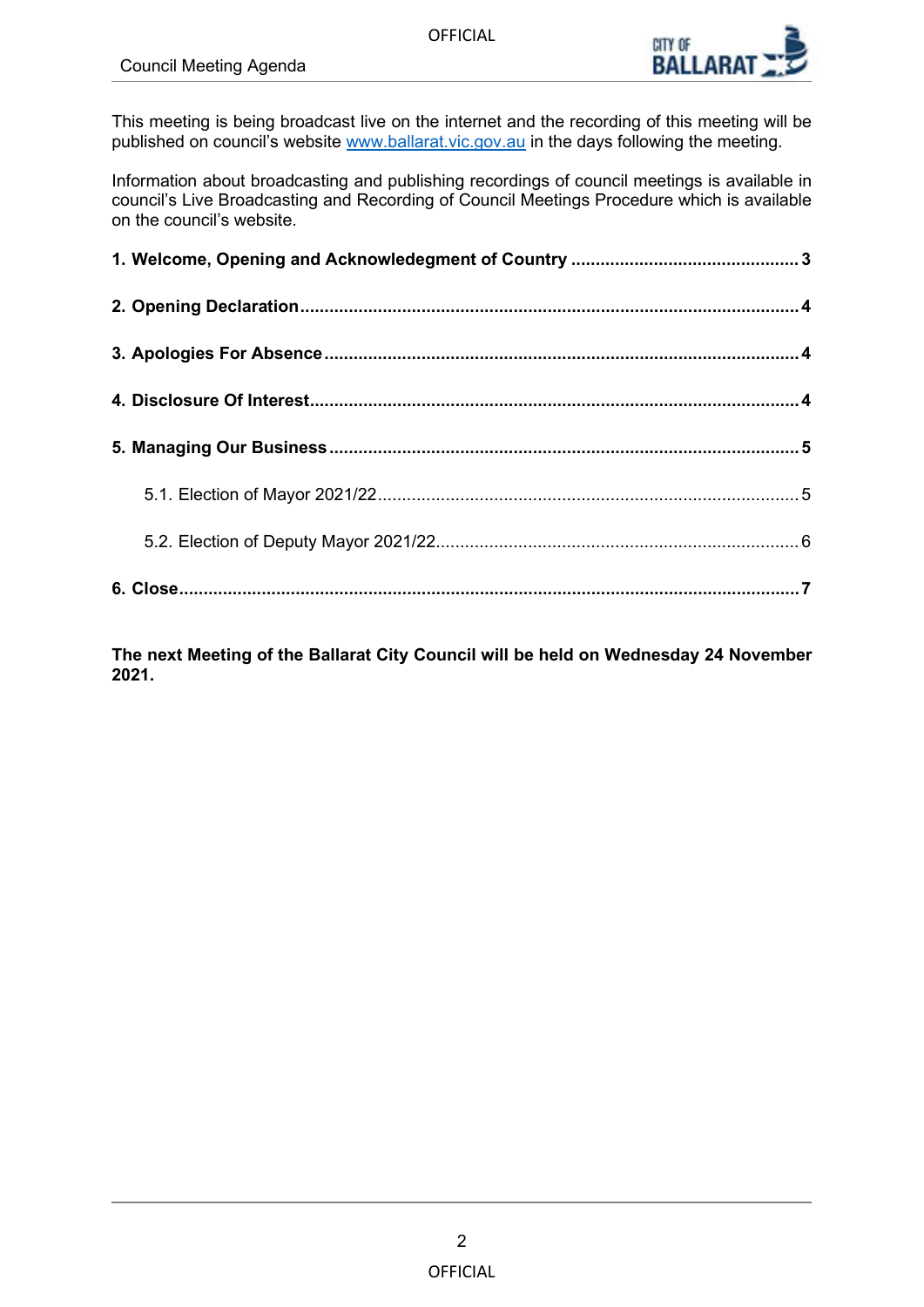This meeting is being broadcast live on the internet and the recording of this meeting will be published on council's website [www.ballarat.vic.gov.au](http://www.ballarat.vic.gov.au) in the days following the meeting.

Information about broadcasting and publishing recordings of council meetings is available in council's Live Broadcasting and Recording of Council Meetings Procedure which is available on the council's website.

**1. Welcome, Opening and Acknowledgement of Country** .............................................. **3**

**2. Opening Declaration** .................................................................................................. **4**

**3. Apologies For Absence** .............................................................................................. **4**

**4. Disclosure Of Interest** ................................................................................................. **4**

**5. Managing Our Business** ............................................................................................. **5**

5.1. Election of Mayor 2021/22 ....................................................................................... 5

5.2. Election of Deputy Mayor 2021/22 ........................................................................... 6

**6. Close** ........................................................................................................................... **7**

**The next Meeting of the Ballarat City Council will be held on Wednesday 24 November 2021.**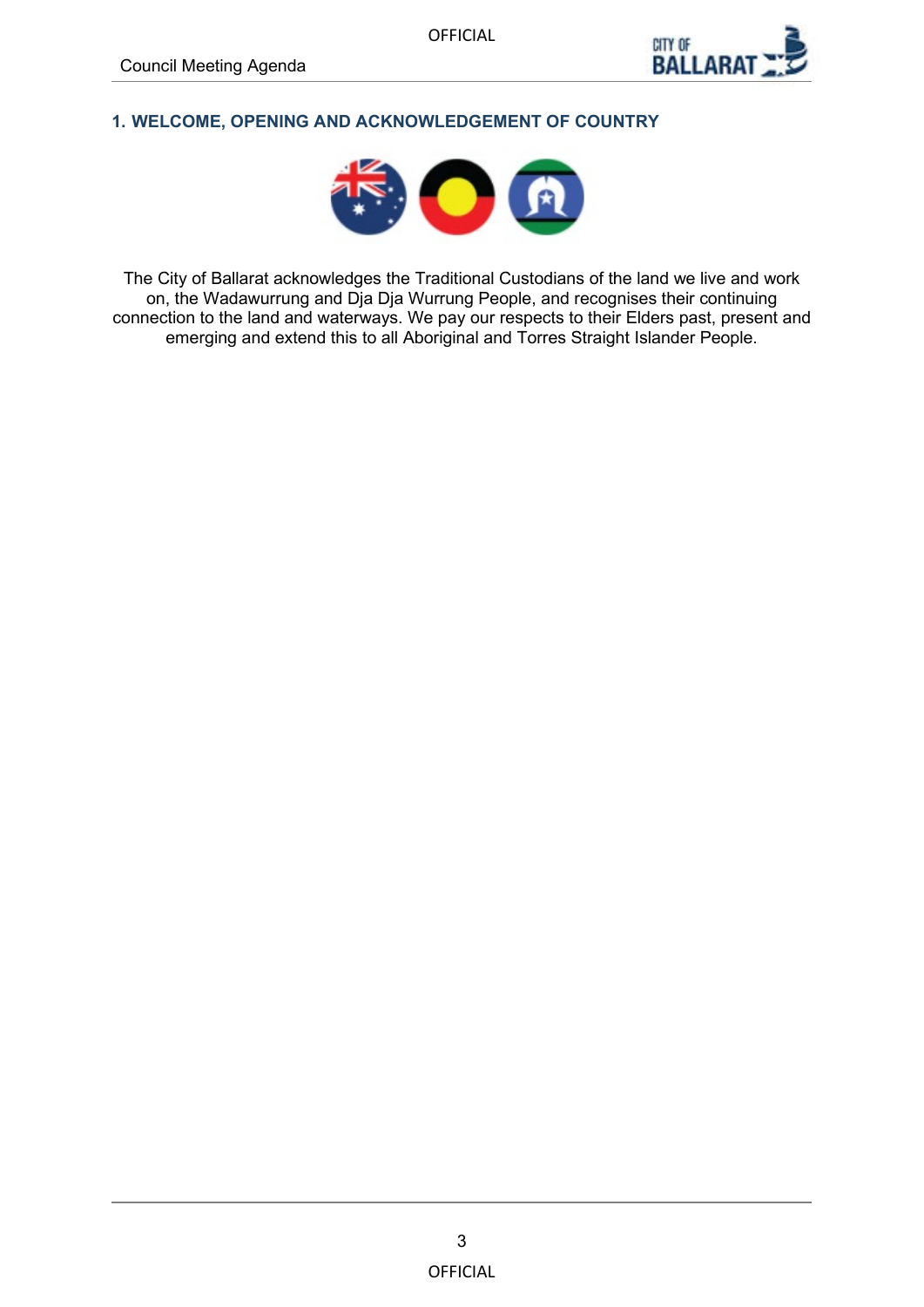## 1. WELCOME, OPENING AND ACKNOWLEDGEMENT OF COUNTRY

The City of Ballarat acknowledges the Traditional Custodians of the land we live and work on, the Wadawurrung and Dja Dja Wurrung People, and recognises their continuing connection to the land and waterways. We pay our respects to their Elders past, present and emerging and extend this to all Aboriginal and Torres Straight Islander People.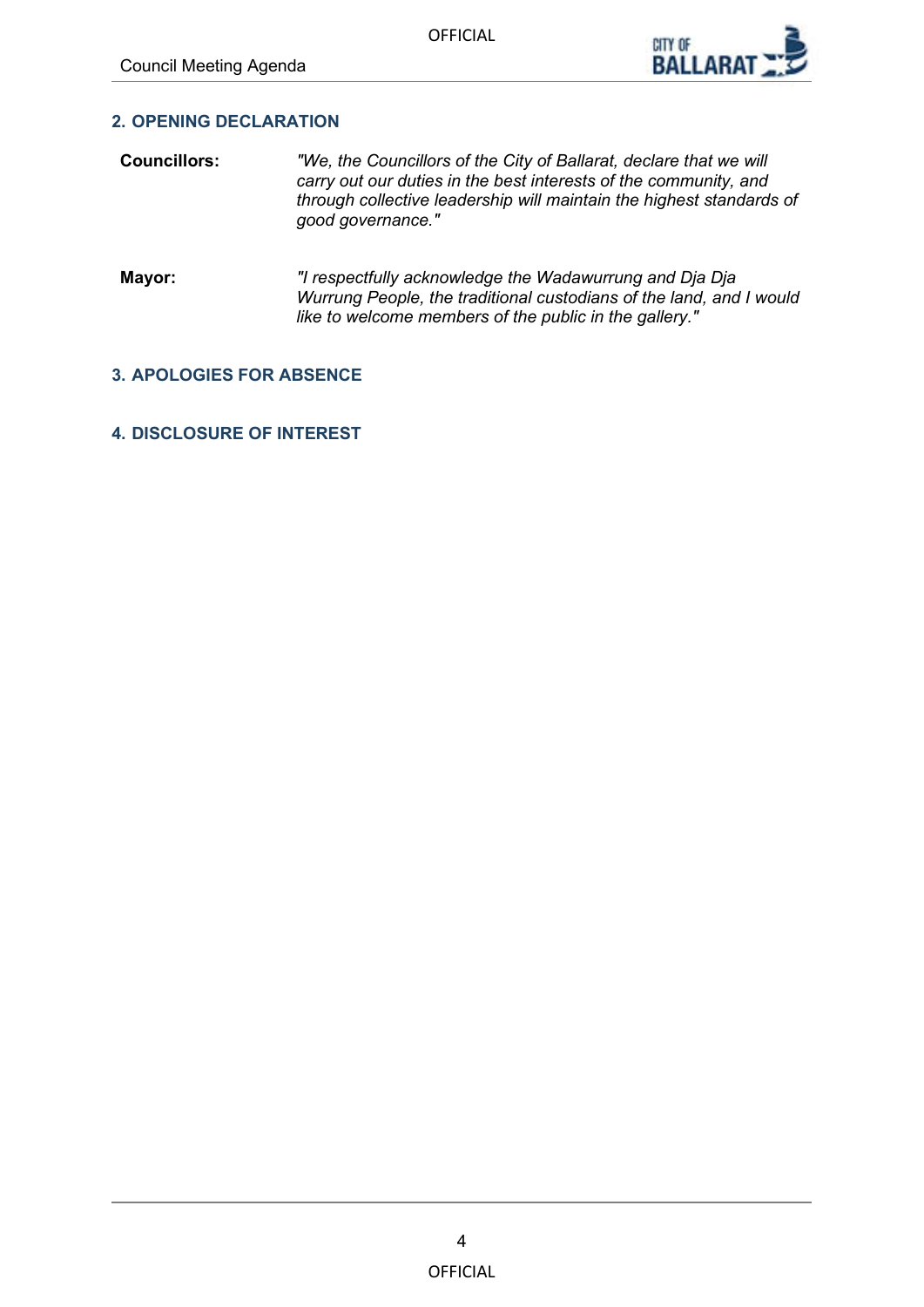## 2. OPENING DECLARATION

**Councillors:** *"We, the Councillors of the City of Ballarat, declare that we will carry out our duties in the best interests of the community, and through collective leadership will maintain the highest standards of good governance."*

**Mayor:** *"I respectfully acknowledge the Wadawurrung and Dja Dja Wurrung People, the traditional custodians of the land, and I would like to welcome members of the public in the gallery."*

## 3. APOLOGIES FOR ABSENCE

## 4. DISCLOSURE OF INTEREST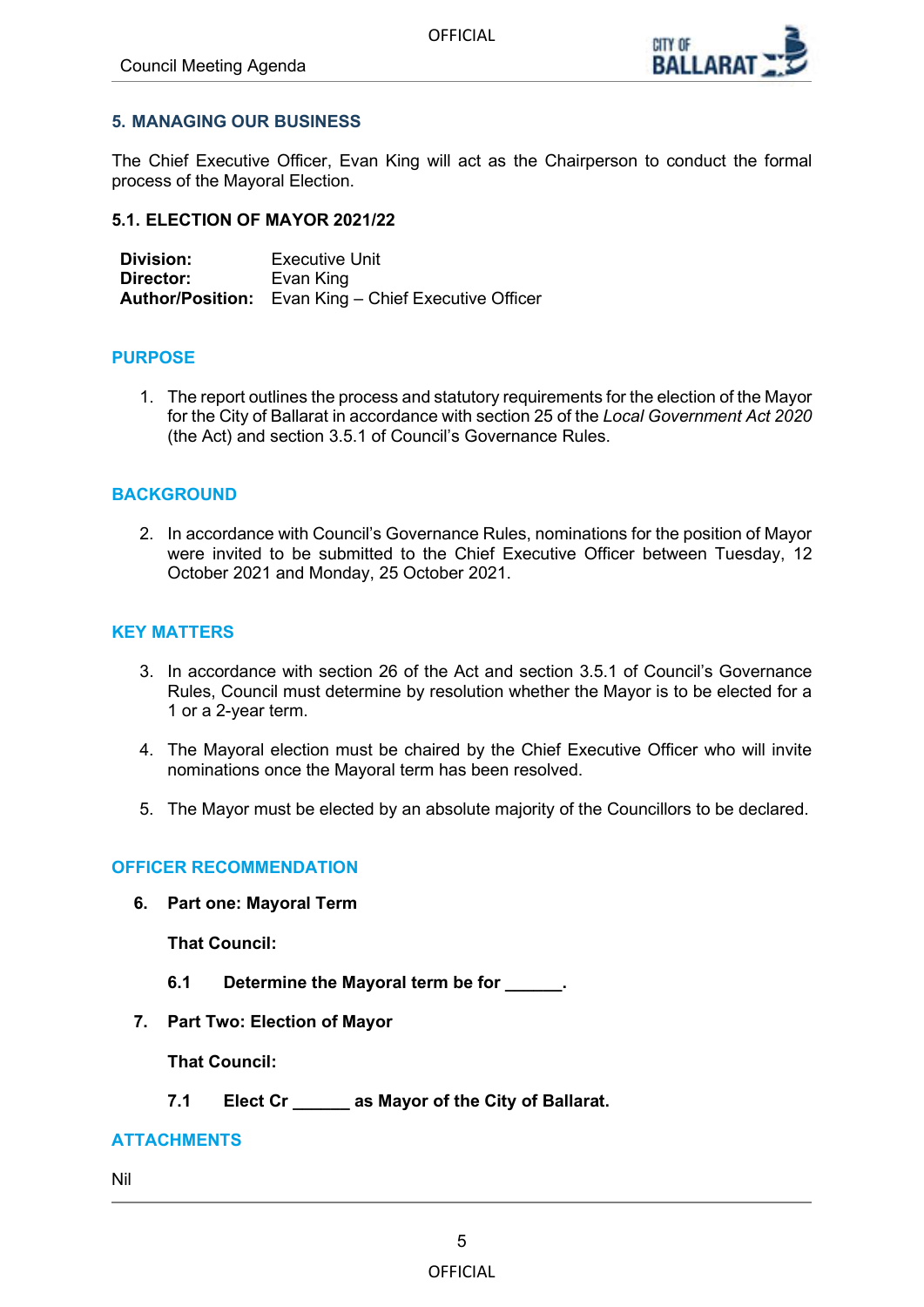## 5. MANAGING OUR BUSINESS

The Chief Executive Officer, Evan King will act as the Chairperson to conduct the formal process of the Mayoral Election.

### 5.1. ELECTION OF MAYOR 2021/22

| | |
|---|---|
| **Division:** | Executive Unit |
| **Director:** | Evan King |
| **Author/Position:** | Evan King – Chief Executive Officer |

#### PURPOSE

1. The report outlines the process and statutory requirements for the election of the Mayor for the City of Ballarat in accordance with section 25 of the *Local Government Act 2020* (the Act) and section 3.5.1 of Council's Governance Rules.

#### BACKGROUND

2. In accordance with Council's Governance Rules, nominations for the position of Mayor were invited to be submitted to the Chief Executive Officer between Tuesday, 12 October 2021 and Monday, 25 October 2021.

#### KEY MATTERS

3. In accordance with section 26 of the Act and section 3.5.1 of Council's Governance Rules, Council must determine by resolution whether the Mayor is to be elected for a 1 or a 2-year term.
4. The Mayoral election must be chaired by the Chief Executive Officer who will invite nominations once the Mayoral term has been resolved.
5. The Mayor must be elected by an absolute majority of the Councillors to be declared.

#### OFFICER RECOMMENDATION

**6. Part one: Mayoral Term**

**That Council:**

**6.1 Determine the Mayoral term be for ______.**

**7. Part Two: Election of Mayor**

**That Council:**

**7.1 Elect Cr ______ as Mayor of the City of Ballarat.**

#### ATTACHMENTS

Nil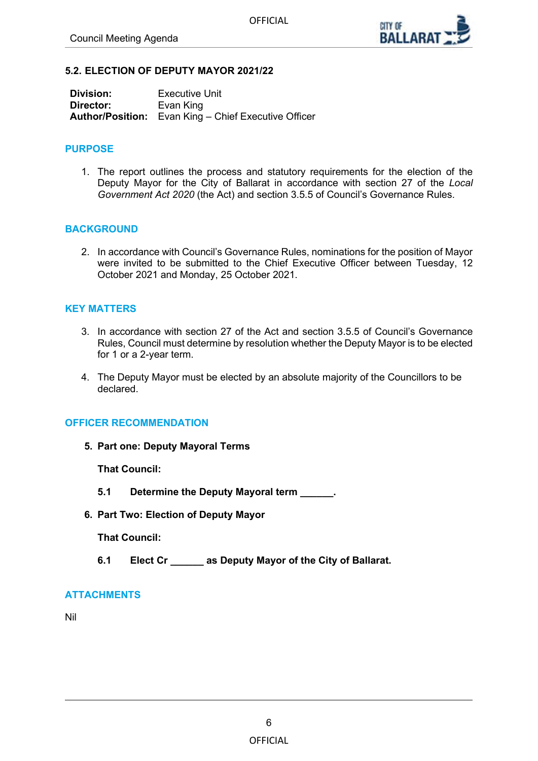## 5.2. ELECTION OF DEPUTY MAYOR 2021/22

**Division:** Executive Unit
**Director:** Evan King
**Author/Position:** Evan King – Chief Executive Officer

### PURPOSE

1. The report outlines the process and statutory requirements for the election of the Deputy Mayor for the City of Ballarat in accordance with section 27 of the *Local Government Act 2020* (the Act) and section 3.5.5 of Council's Governance Rules.

### BACKGROUND

2. In accordance with Council's Governance Rules, nominations for the position of Mayor were invited to be submitted to the Chief Executive Officer between Tuesday, 12 October 2021 and Monday, 25 October 2021.

### KEY MATTERS

3. In accordance with section 27 of the Act and section 3.5.5 of Council's Governance Rules, Council must determine by resolution whether the Deputy Mayor is to be elected for 1 or a 2-year term.
4. The Deputy Mayor must be elected by an absolute majority of the Councillors to be declared.

### OFFICER RECOMMENDATION

5. **Part one: Deputy Mayoral Terms**

   **That Council:**

   **5.1 Determine the Deputy Mayoral term ______.**

6. **Part Two: Election of Deputy Mayor**

   **That Council:**

   **6.1 Elect Cr ______ as Deputy Mayor of the City of Ballarat.**

### ATTACHMENTS

Nil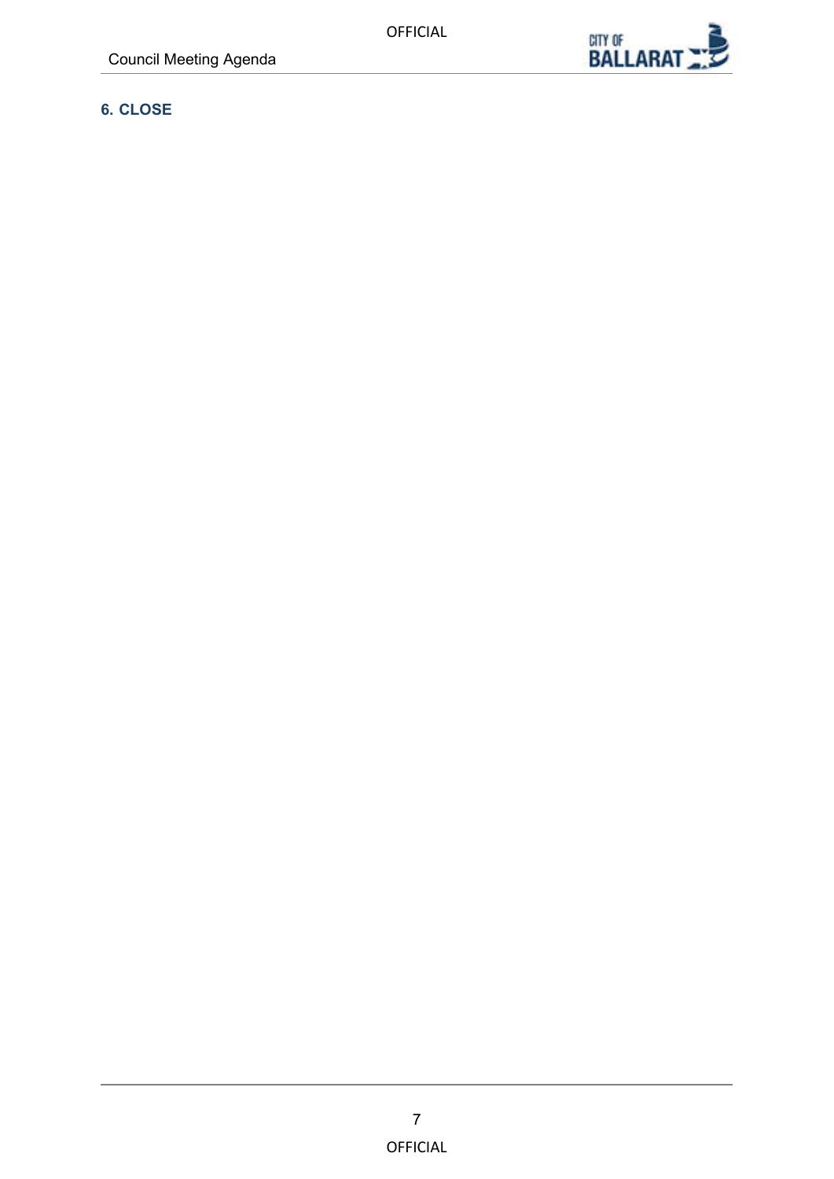## 6. CLOSE